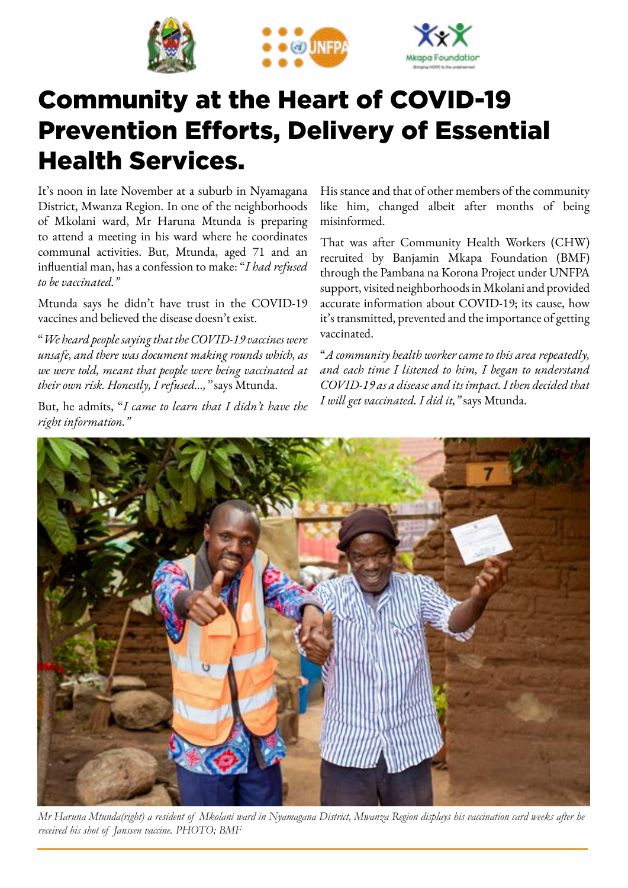# Community at the Heart of COVID-19 Prevention Efforts, Delivery of Essential Health Services.

It's noon in late November at a suburb in Nyamagana District, Mwanza Region. In one of the neighborhoods of Mkolani ward, Mr Haruna Mtunda is preparing to attend a meeting in his ward where he coordinates communal activities. But, Mtunda, aged 71 and an influential man, has a confession to make: "*I had refused to be vaccinated.*"

Mtunda says he didn't have trust in the COVID-19 vaccines and believed the disease doesn't exist.

"*We heard people saying that the COVID-19 vaccines were unsafe, and there was document making rounds which, as we were told, meant that people were being vaccinated at their own risk. Honestly, I refused...,*" says Mtunda.

But, he admits, "*I came to learn that I didn't have the right information.*"

His stance and that of other members of the community like him, changed albeit after months of being misinformed.

That was after Community Health Workers (CHW) recruited by Banjamin Mkapa Foundation (BMF) through the Pambana na Korona Project under UNFPA support, visited neighborhoods in Mkolani and provided accurate information about COVID-19; its cause, how it's transmitted, prevented and the importance of getting vaccinated.

"*A community health worker came to this area repeatedly, and each time I listened to him, I began to understand COVID-19 as a disease and its impact. I then decided that I will get vaccinated. I did it,*" says Mtunda.

*Mr Haruna Mtunda(right) a resident of Mkolani ward in Nyamagana District, Mwanza Region displays his vaccination card weeks after he received his shot of Janssen vaccine. PHOTO; BMF*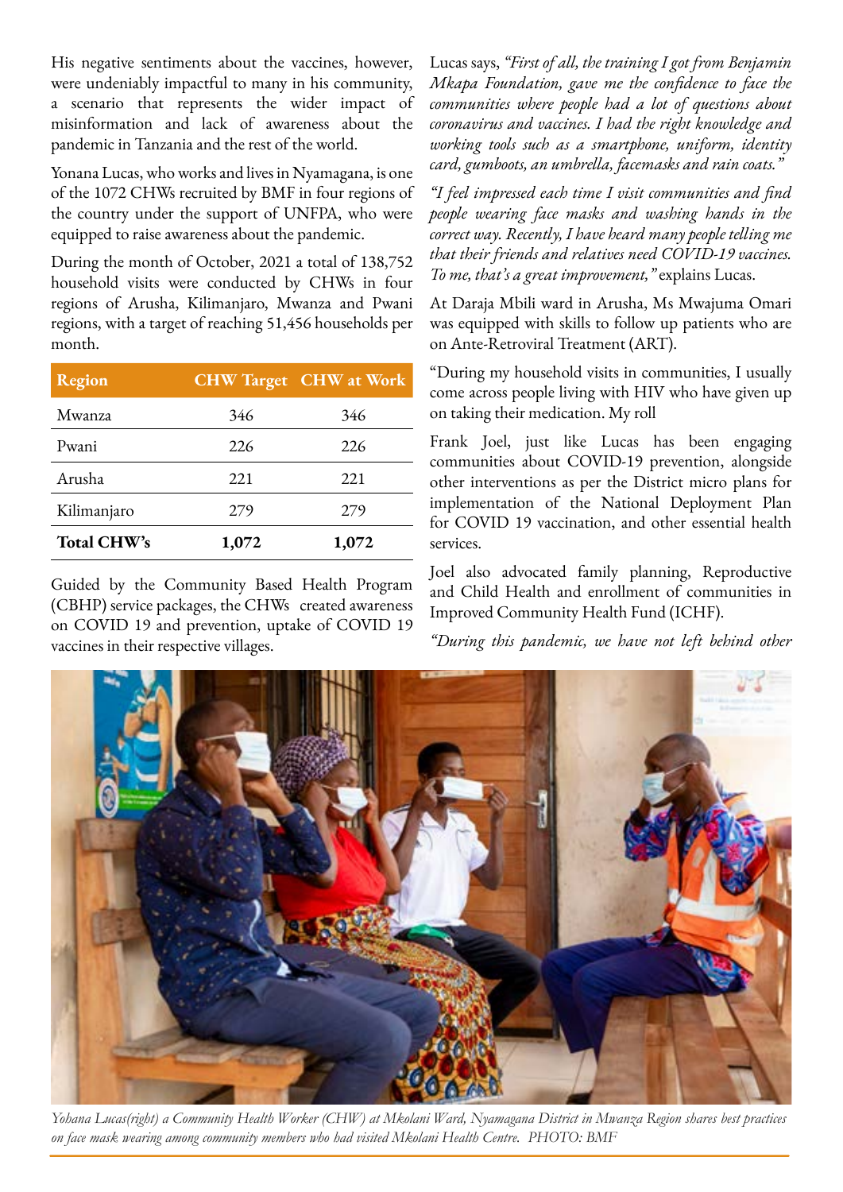His negative sentiments about the vaccines, however, were undeniably impactful to many in his community, a scenario that represents the wider impact of misinformation and lack of awareness about the pandemic in Tanzania and the rest of the world.

Yonana Lucas, who works and lives in Nyamagana, is one of the 1072 CHWs recruited by BMF in four regions of the country under the support of UNFPA, who were equipped to raise awareness about the pandemic.

During the month of October, 2021 a total of 138,752 household visits were conducted by CHWs in four regions of Arusha, Kilimanjaro, Mwanza and Pwani regions, with a target of reaching 51,456 households per month.

| Region | CHW Target | CHW at Work |
|---|---|---|
| Mwanza | 346 | 346 |
| Pwani | 226 | 226 |
| Arusha | 221 | 221 |
| Kilimanjaro | 279 | 279 |
| **Total CHW's** | **1,072** | **1,072** |

Guided by the Community Based Health Program (CBHP) service packages, the CHWs created awareness on COVID 19 and prevention, uptake of COVID 19 vaccines in their respective villages.

Lucas says, *"First of all, the training I got from Benjamin Mkapa Foundation, gave me the confidence to face the communities where people had a lot of questions about coronavirus and vaccines. I had the right knowledge and working tools such as a smartphone, uniform, identity card, gumboots, an umbrella, facemasks and rain coats."*

*"I feel impressed each time I visit communities and find people wearing face masks and washing hands in the correct way. Recently, I have heard many people telling me that their friends and relatives need COVID-19 vaccines. To me, that's a great improvement,"* explains Lucas.

At Daraja Mbili ward in Arusha, Ms Mwajuma Omari was equipped with skills to follow up patients who are on Ante-Retroviral Treatment (ART).

"During my household visits in communities, I usually come across people living with HIV who have given up on taking their medication. My roll

Frank Joel, just like Lucas has been engaging communities about COVID-19 prevention, alongside other interventions as per the District micro plans for implementation of the National Deployment Plan for COVID 19 vaccination, and other essential health services.

Joel also advocated family planning, Reproductive and Child Health and enrollment of communities in Improved Community Health Fund (ICHF).

*"During this pandemic, we have not left behind other*

*Yohana Lucas(right) a Community Health Worker (CHW) at Mkolani Ward, Nyamagana District in Mwanza Region shares best practices on face mask wearing among community members who had visited Mkolani Health Centre. PHOTO: BMF*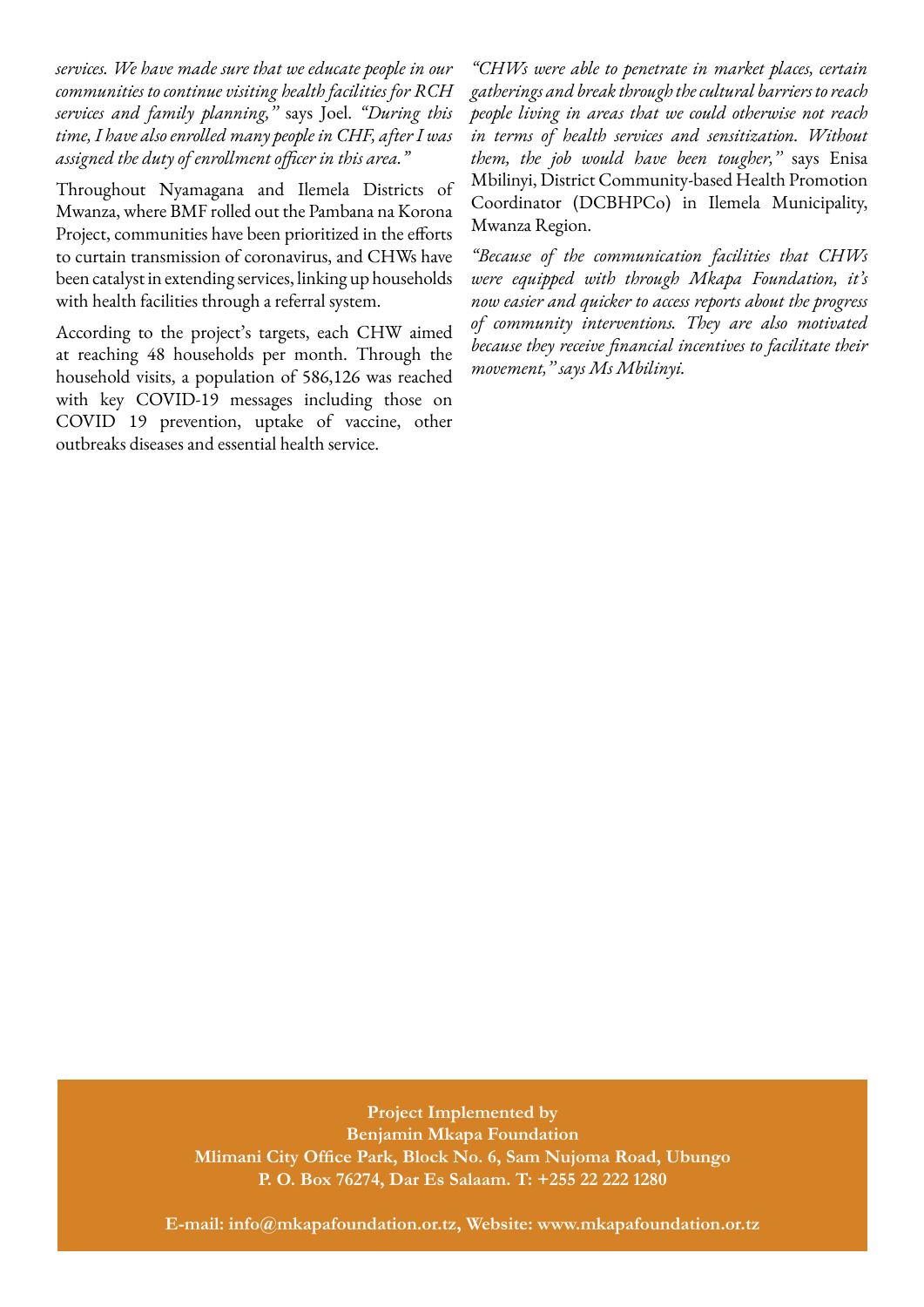*services. We have made sure that we educate people in our communities to continue visiting health facilities for RCH services and family planning,"* says Joel. *"During this time, I have also enrolled many people in CHF, after I was assigned the duty of enrollment officer in this area."*

Throughout Nyamagana and Ilemela Districts of Mwanza, where BMF rolled out the Pambana na Korona Project, communities have been prioritized in the efforts to curtain transmission of coronavirus, and CHWs have been catalyst in extending services, linking up households with health facilities through a referral system.

According to the project's targets, each CHW aimed at reaching 48 households per month. Through the household visits, a population of 586,126 was reached with key COVID-19 messages including those on COVID 19 prevention, uptake of vaccine, other outbreaks diseases and essential health service.

*"CHWs were able to penetrate in market places, certain gatherings and break through the cultural barriers to reach people living in areas that we could otherwise not reach in terms of health services and sensitization. Without them, the job would have been tougher,"* says Enisa Mbilinyi, District Community-based Health Promotion Coordinator (DCBHPCo) in Ilemela Municipality, Mwanza Region.

*"Because of the communication facilities that CHWs were equipped with through Mkapa Foundation, it's now easier and quicker to access reports about the progress of community interventions. They are also motivated because they receive financial incentives to facilitate their movement," says Ms Mbilinyi.*

**Project Implemented by**
**Benjamin Mkapa Foundation**
**Mlimani City Office Park, Block No. 6, Sam Nujoma Road, Ubungo**
**P. O. Box 76274, Dar Es Salaam. T: +255 22 222 1280**

**E-mail: info@mkapafoundation.or.tz, Website: www.mkapafoundation.or.tz**